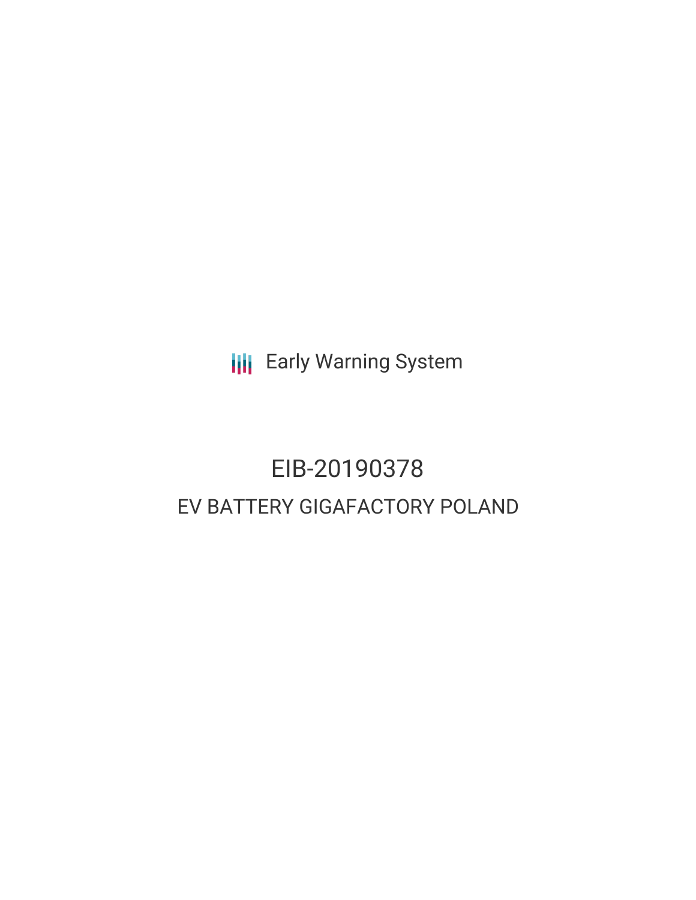Early Warning System

# EIB-20190378

## EV BATTERY GIGAFACTORY POLAND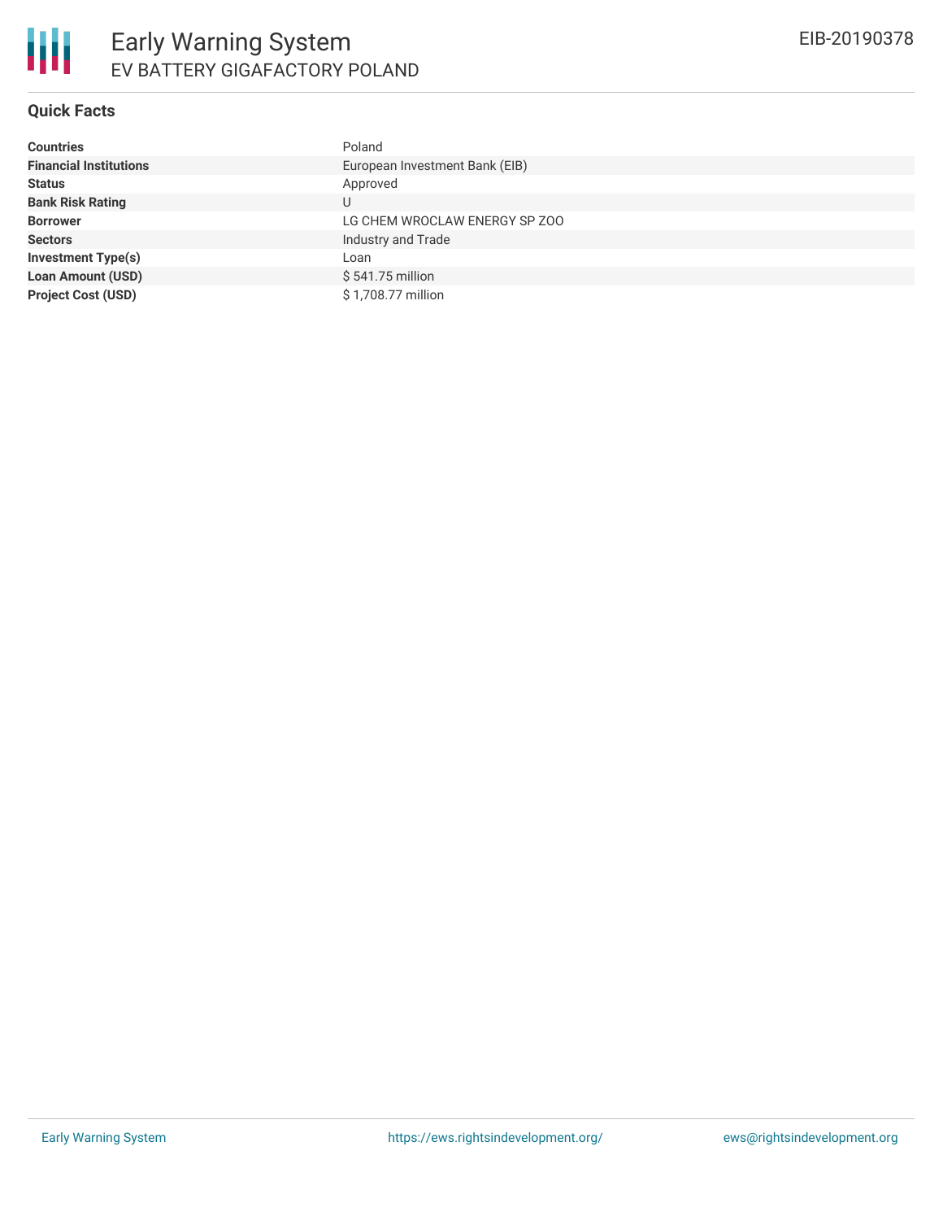# Early Warning System

## EV BATTERY GIGAFACTORY POLAND

EIB-20190378

### Quick Facts

| | |
|---|---|
| **Countries** | Poland |
| **Financial Institutions** | European Investment Bank (EIB) |
| **Status** | Approved |
| **Bank Risk Rating** | U |
| **Borrower** | LG CHEM WROCLAW ENERGY SP ZOO |
| **Sectors** | Industry and Trade |
| **Investment Type(s)** | Loan |
| **Loan Amount (USD)** | $ 541.75 million |
| **Project Cost (USD)** | $ 1,708.77 million |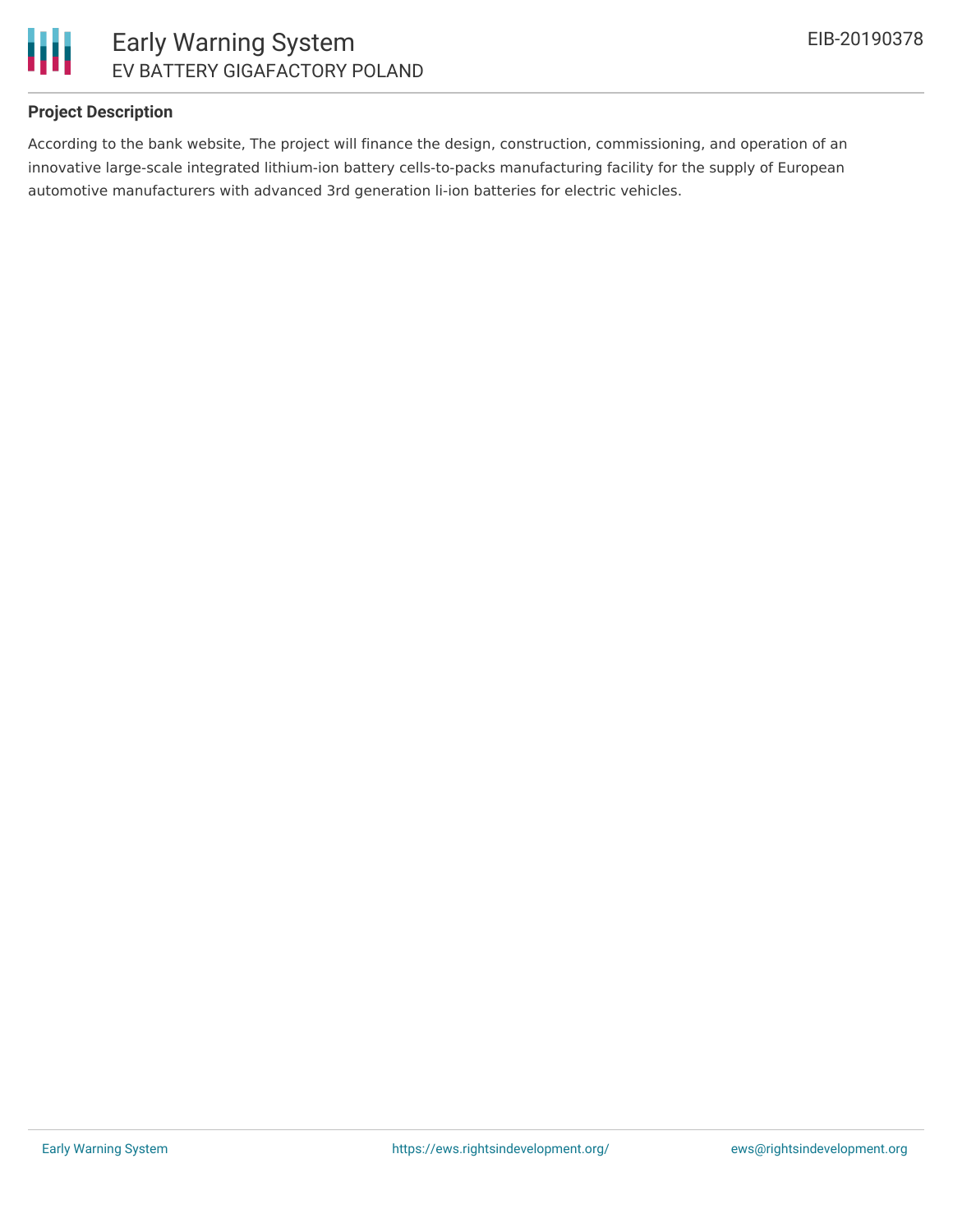### Project Description

According to the bank website, The project will finance the design, construction, commissioning, and operation of an innovative large-scale integrated lithium-ion battery cells-to-packs manufacturing facility for the supply of European automotive manufacturers with advanced 3rd generation li-ion batteries for electric vehicles.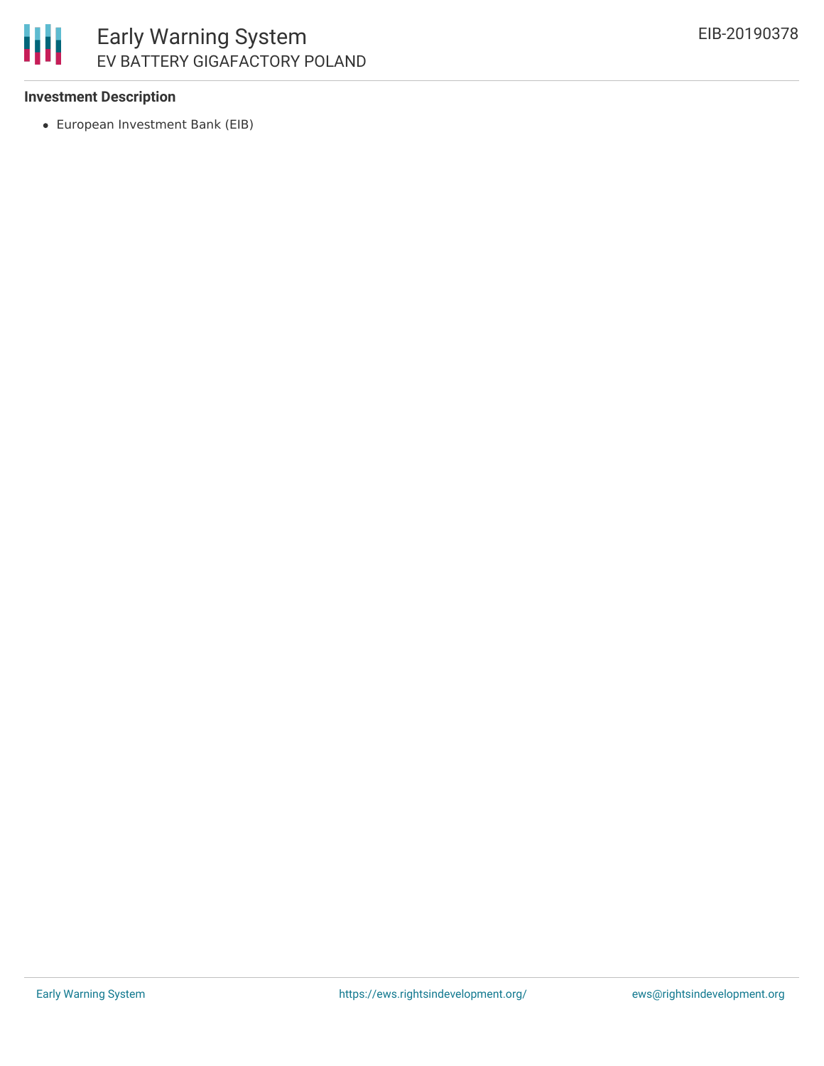### Investment Description

- European Investment Bank (EIB)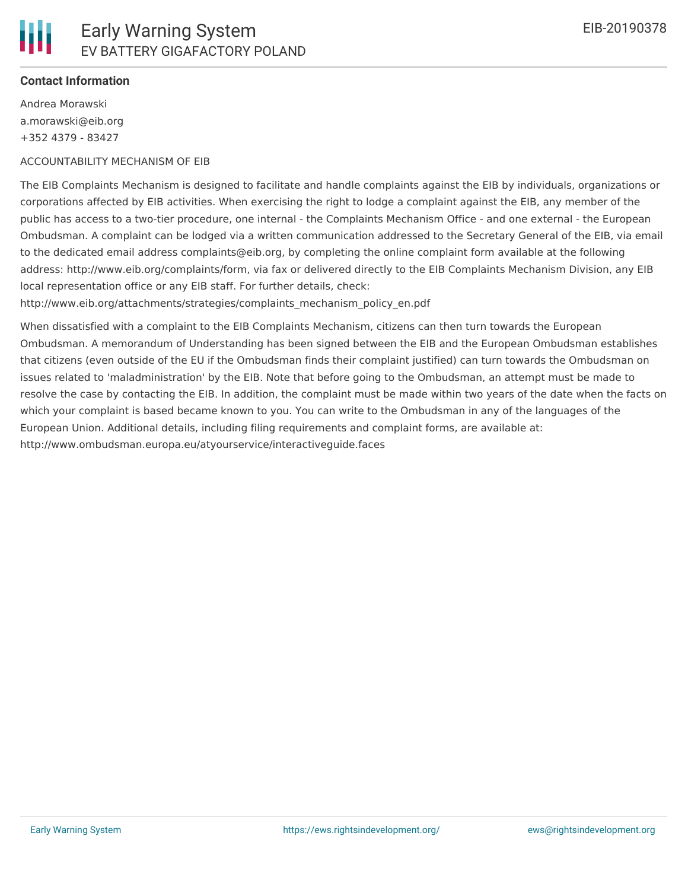**Contact Information**

Andrea Morawski
a.morawski@eib.org
+352 4379 - 83427

ACCOUNTABILITY MECHANISM OF EIB

The EIB Complaints Mechanism is designed to facilitate and handle complaints against the EIB by individuals, organizations or corporations affected by EIB activities. When exercising the right to lodge a complaint against the EIB, any member of the public has access to a two-tier procedure, one internal - the Complaints Mechanism Office - and one external - the European Ombudsman. A complaint can be lodged via a written communication addressed to the Secretary General of the EIB, via email to the dedicated email address complaints@eib.org, by completing the online complaint form available at the following address: http://www.eib.org/complaints/form, via fax or delivered directly to the EIB Complaints Mechanism Division, any EIB local representation office or any EIB staff. For further details, check: http://www.eib.org/attachments/strategies/complaints_mechanism_policy_en.pdf

When dissatisfied with a complaint to the EIB Complaints Mechanism, citizens can then turn towards the European Ombudsman. A memorandum of Understanding has been signed between the EIB and the European Ombudsman establishes that citizens (even outside of the EU if the Ombudsman finds their complaint justified) can turn towards the Ombudsman on issues related to 'maladministration' by the EIB. Note that before going to the Ombudsman, an attempt must be made to resolve the case by contacting the EIB. In addition, the complaint must be made within two years of the date when the facts on which your complaint is based became known to you. You can write to the Ombudsman in any of the languages of the European Union. Additional details, including filing requirements and complaint forms, are available at: http://www.ombudsman.europa.eu/atyourservice/interactiveguide.faces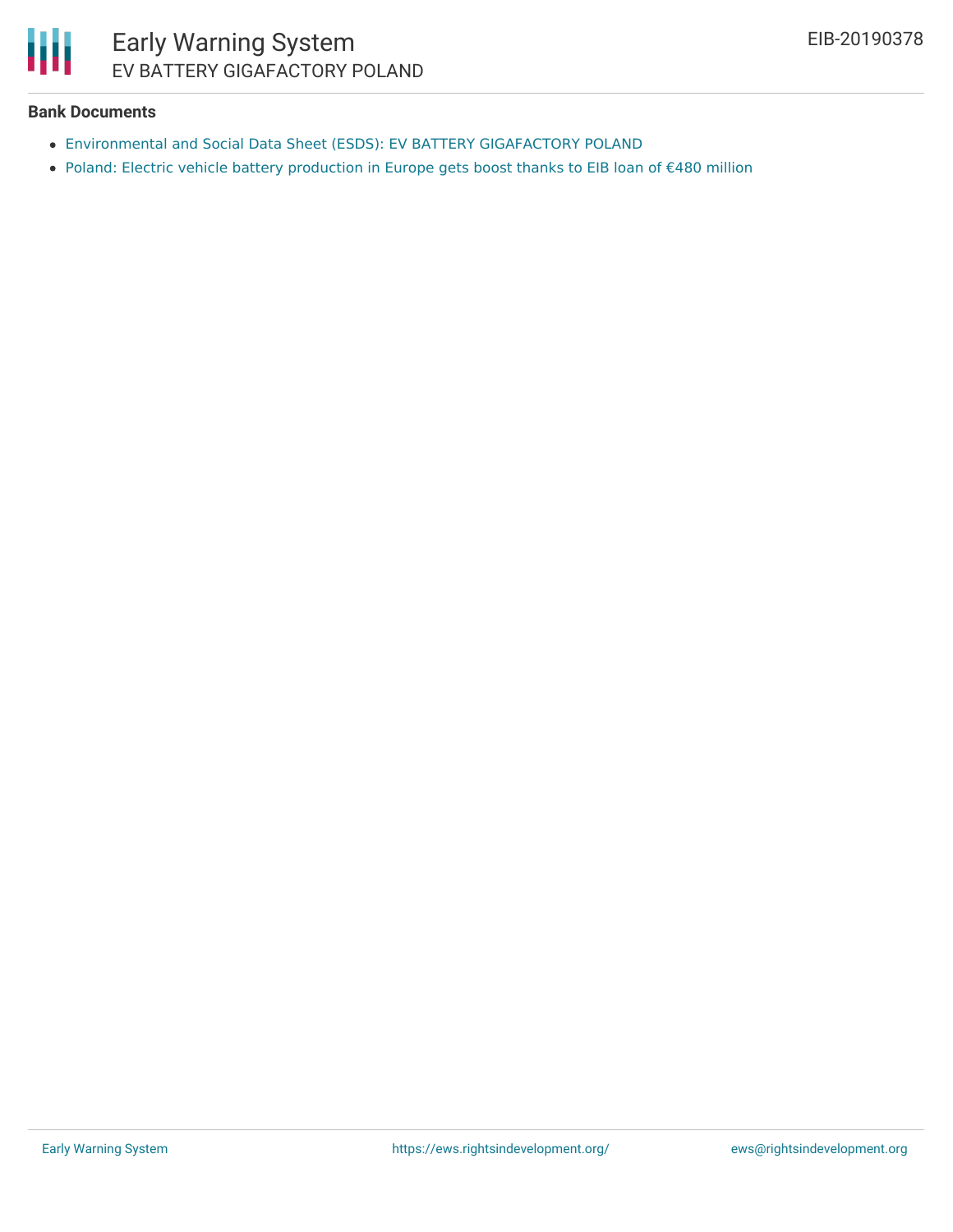**Bank Documents**

- Environmental and Social Data Sheet (ESDS): EV BATTERY GIGAFACTORY POLAND
- Poland: Electric vehicle battery production in Europe gets boost thanks to EIB loan of €480 million